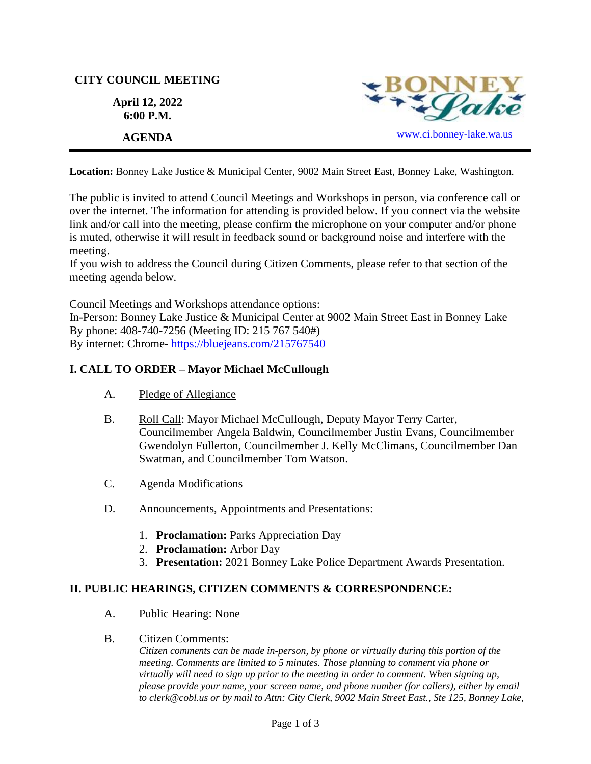**CITY COUNCIL MEETING**

**April 12, 2022**
**6:00 P.M.**

**AGENDA**

BONNEY Lake

www.ci.bonney-lake.wa.us

---

**Location:** Bonney Lake Justice & Municipal Center, 9002 Main Street East, Bonney Lake, Washington.

The public is invited to attend Council Meetings and Workshops in person, via conference call or over the internet. The information for attending is provided below. If you connect via the website link and/or call into the meeting, please confirm the microphone on your computer and/or phone is muted, otherwise it will result in feedback sound or background noise and interfere with the meeting.
If you wish to address the Council during Citizen Comments, please refer to that section of the meeting agenda below.

Council Meetings and Workshops attendance options:
In-Person: Bonney Lake Justice & Municipal Center at 9002 Main Street East in Bonney Lake
By phone: 408-740-7256 (Meeting ID: 215 767 540#)
By internet: Chrome- https://bluejeans.com/215767540

## I. CALL TO ORDER – Mayor Michael McCullough

A. Pledge of Allegiance

B. Roll Call: Mayor Michael McCullough, Deputy Mayor Terry Carter, Councilmember Angela Baldwin, Councilmember Justin Evans, Councilmember Gwendolyn Fullerton, Councilmember J. Kelly McClimans, Councilmember Dan Swatman, and Councilmember Tom Watson.

C. Agenda Modifications

D. Announcements, Appointments and Presentations:

1. **Proclamation:** Parks Appreciation Day
2. **Proclamation:** Arbor Day
3. **Presentation:** 2021 Bonney Lake Police Department Awards Presentation.

## II. PUBLIC HEARINGS, CITIZEN COMMENTS & CORRESPONDENCE:

A. Public Hearing: None

B. Citizen Comments:
*Citizen comments can be made in-person, by phone or virtually during this portion of the meeting. Comments are limited to 5 minutes. Those planning to comment via phone or virtually will need to sign up prior to the meeting in order to comment. When signing up, please provide your name, your screen name, and phone number (for callers), either by email to clerk@cobl.us or by mail to Attn: City Clerk, 9002 Main Street East., Ste 125, Bonney Lake,*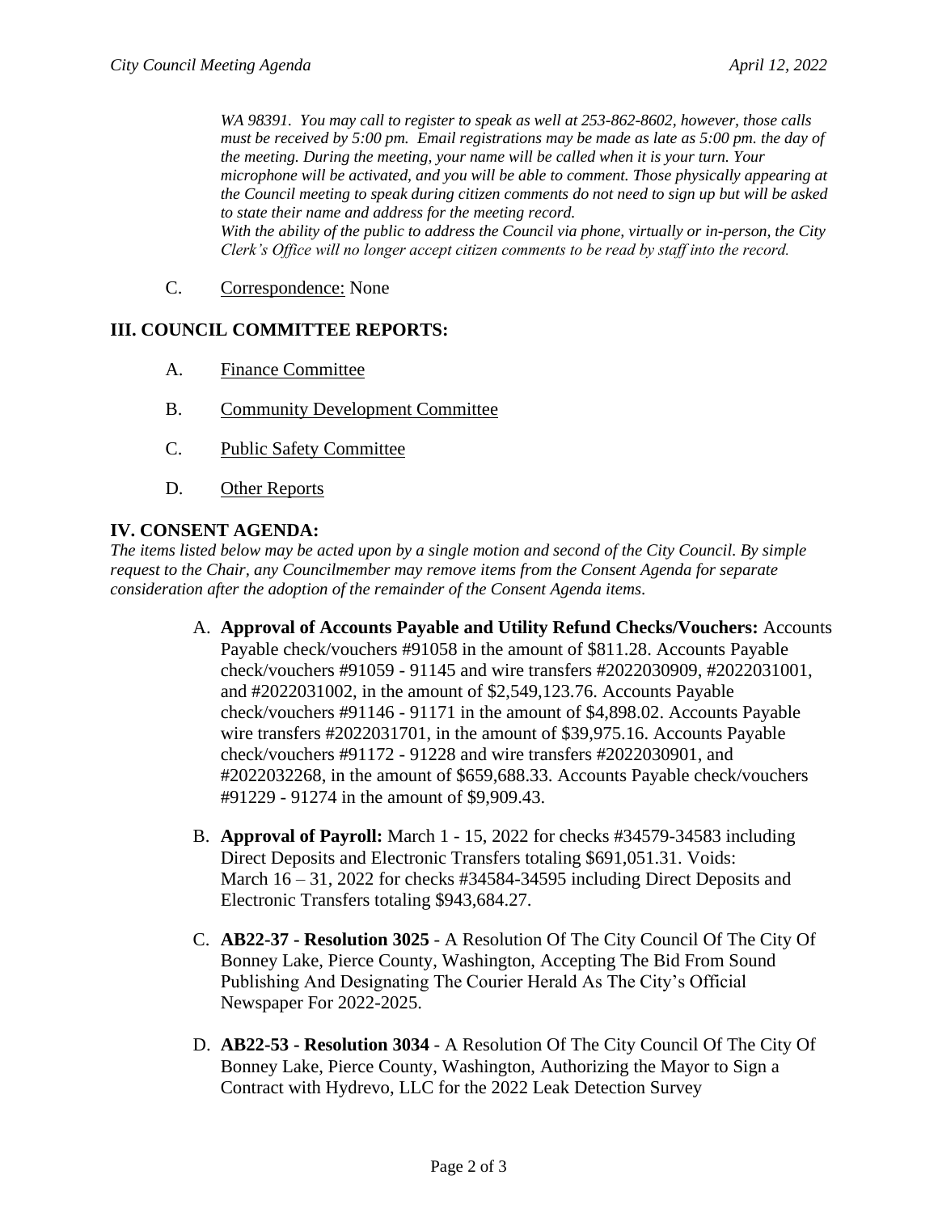*WA 98391. You may call to register to speak as well at 253-862-8602, however, those calls must be received by 5:00 pm. Email registrations may be made as late as 5:00 pm. the day of the meeting. During the meeting, your name will be called when it is your turn. Your microphone will be activated, and you will be able to comment. Those physically appearing at the Council meeting to speak during citizen comments do not need to sign up but will be asked to state their name and address for the meeting record.*
*With the ability of the public to address the Council via phone, virtually or in-person, the City Clerk's Office will no longer accept citizen comments to be read by staff into the record.*

C. Correspondence: None

## III. COUNCIL COMMITTEE REPORTS:

A. Finance Committee

B. Community Development Committee

C. Public Safety Committee

D. Other Reports

## IV. CONSENT AGENDA:

*The items listed below may be acted upon by a single motion and second of the City Council. By simple request to the Chair, any Councilmember may remove items from the Consent Agenda for separate consideration after the adoption of the remainder of the Consent Agenda items.*

A. **Approval of Accounts Payable and Utility Refund Checks/Vouchers:** Accounts Payable check/vouchers #91058 in the amount of $811.28. Accounts Payable check/vouchers #91059 - 91145 and wire transfers #2022030909, #2022031001, and #2022031002, in the amount of $2,549,123.76. Accounts Payable check/vouchers #91146 - 91171 in the amount of $4,898.02. Accounts Payable wire transfers #2022031701, in the amount of $39,975.16. Accounts Payable check/vouchers #91172 - 91228 and wire transfers #2022030901, and #2022032268, in the amount of $659,688.33. Accounts Payable check/vouchers #91229 - 91274 in the amount of $9,909.43.

B. **Approval of Payroll:** March 1 - 15, 2022 for checks #34579-34583 including Direct Deposits and Electronic Transfers totaling $691,051.31. Voids: March 16 – 31, 2022 for checks #34584-34595 including Direct Deposits and Electronic Transfers totaling $943,684.27.

C. **AB22-37 - Resolution 3025** - A Resolution Of The City Council Of The City Of Bonney Lake, Pierce County, Washington, Accepting The Bid From Sound Publishing And Designating The Courier Herald As The City's Official Newspaper For 2022-2025.

D. **AB22-53 - Resolution 3034** - A Resolution Of The City Council Of The City Of Bonney Lake, Pierce County, Washington, Authorizing the Mayor to Sign a Contract with Hydrevo, LLC for the 2022 Leak Detection Survey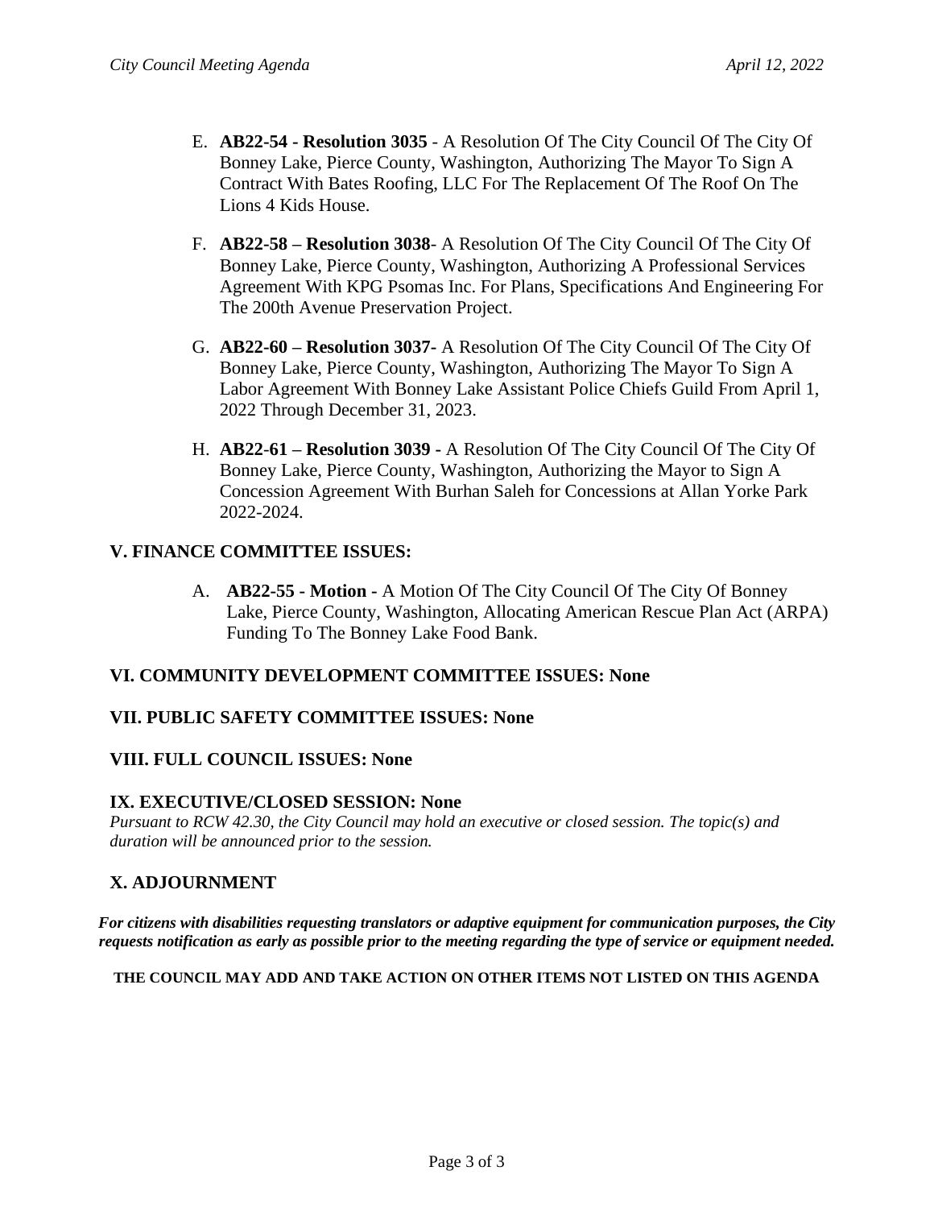E. **AB22-54 - Resolution 3035** - A Resolution Of The City Council Of The City Of Bonney Lake, Pierce County, Washington, Authorizing The Mayor To Sign A Contract With Bates Roofing, LLC For The Replacement Of The Roof On The Lions 4 Kids House.

F. **AB22-58 – Resolution 3038**- A Resolution Of The City Council Of The City Of Bonney Lake, Pierce County, Washington, Authorizing A Professional Services Agreement With KPG Psomas Inc. For Plans, Specifications And Engineering For The 200th Avenue Preservation Project.

G. **AB22-60 – Resolution 3037**- A Resolution Of The City Council Of The City Of Bonney Lake, Pierce County, Washington, Authorizing The Mayor To Sign A Labor Agreement With Bonney Lake Assistant Police Chiefs Guild From April 1, 2022 Through December 31, 2023.

H. **AB22-61 – Resolution 3039 -** A Resolution Of The City Council Of The City Of Bonney Lake, Pierce County, Washington, Authorizing the Mayor to Sign A Concession Agreement With Burhan Saleh for Concessions at Allan Yorke Park 2022-2024.

## V. FINANCE COMMITTEE ISSUES:

A. **AB22-55 - Motion -** A Motion Of The City Council Of The City Of Bonney Lake, Pierce County, Washington, Allocating American Rescue Plan Act (ARPA) Funding To The Bonney Lake Food Bank.

## VI. COMMUNITY DEVELOPMENT COMMITTEE ISSUES: None

## VII. PUBLIC SAFETY COMMITTEE ISSUES: None

## VIII. FULL COUNCIL ISSUES: None

## IX. EXECUTIVE/CLOSED SESSION: None

*Pursuant to RCW 42.30, the City Council may hold an executive or closed session. The topic(s) and duration will be announced prior to the session.*

## X. ADJOURNMENT

***For citizens with disabilities requesting translators or adaptive equipment for communication purposes, the City requests notification as early as possible prior to the meeting regarding the type of service or equipment needed.***

**THE COUNCIL MAY ADD AND TAKE ACTION ON OTHER ITEMS NOT LISTED ON THIS AGENDA**